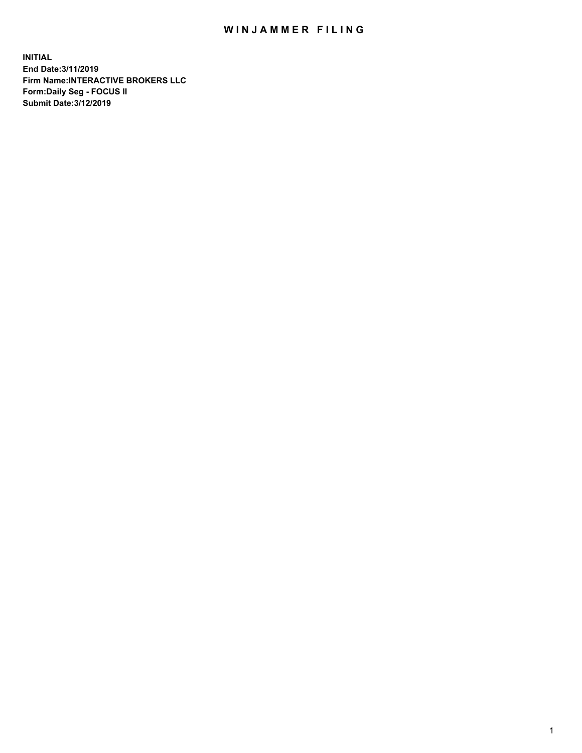# WINJAMMER FILING

**INITIAL**
**End Date:3/11/2019**
**Firm Name:INTERACTIVE BROKERS LLC**
**Form:Daily Seg - FOCUS II**
**Submit Date:3/12/2019**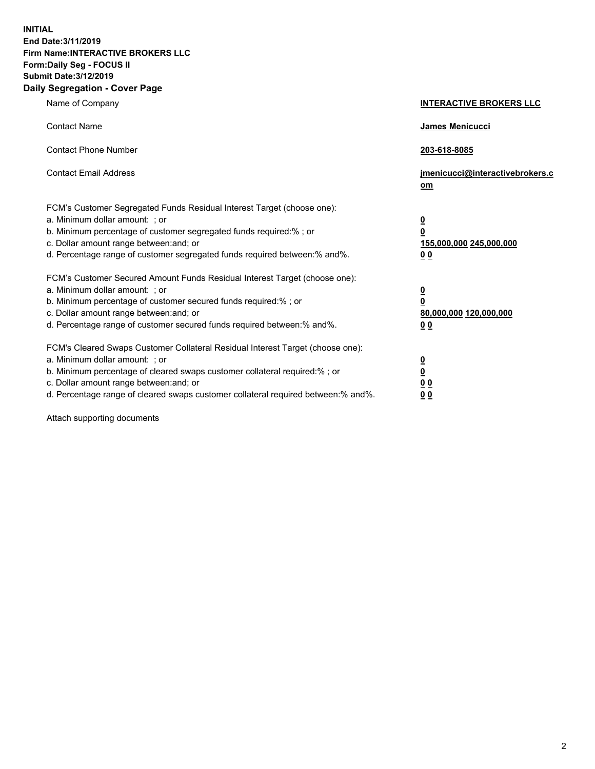**INITIAL**
**End Date:3/11/2019**
**Firm Name:INTERACTIVE BROKERS LLC**
**Form:Daily Seg - FOCUS II**
**Submit Date:3/12/2019**
**Daily Segregation - Cover Page**

| | |
|---|---|
| Name of Company | **INTERACTIVE BROKERS LLC** |
| Contact Name | **James Menicucci** |
| Contact Phone Number | **203-618-8085** |
| Contact Email Address | **jmenicucci@interactivebrokers.com** |

FCM's Customer Segregated Funds Residual Interest Target (choose one):

| | |
|---|---|
| a. Minimum dollar amount: ; or | **0** |
| b. Minimum percentage of customer segregated funds required:% ; or | **0** |
| c. Dollar amount range between:and; or | **155,000,000 245,000,000** |
| d. Percentage range of customer segregated funds required between:% and%. | **0 0** |

FCM's Customer Secured Amount Funds Residual Interest Target (choose one):

| | |
|---|---|
| a. Minimum dollar amount: ; or | **0** |
| b. Minimum percentage of customer secured funds required:% ; or | **0** |
| c. Dollar amount range between:and; or | **80,000,000 120,000,000** |
| d. Percentage range of customer secured funds required between:% and%. | **0 0** |

FCM's Cleared Swaps Customer Collateral Residual Interest Target (choose one):

| | |
|---|---|
| a. Minimum dollar amount: ; or | **0** |
| b. Minimum percentage of cleared swaps customer collateral required:% ; or | **0** |
| c. Dollar amount range between:and; or | **0 0** |
| d. Percentage range of cleared swaps customer collateral required between:% and%. | **0 0** |

Attach supporting documents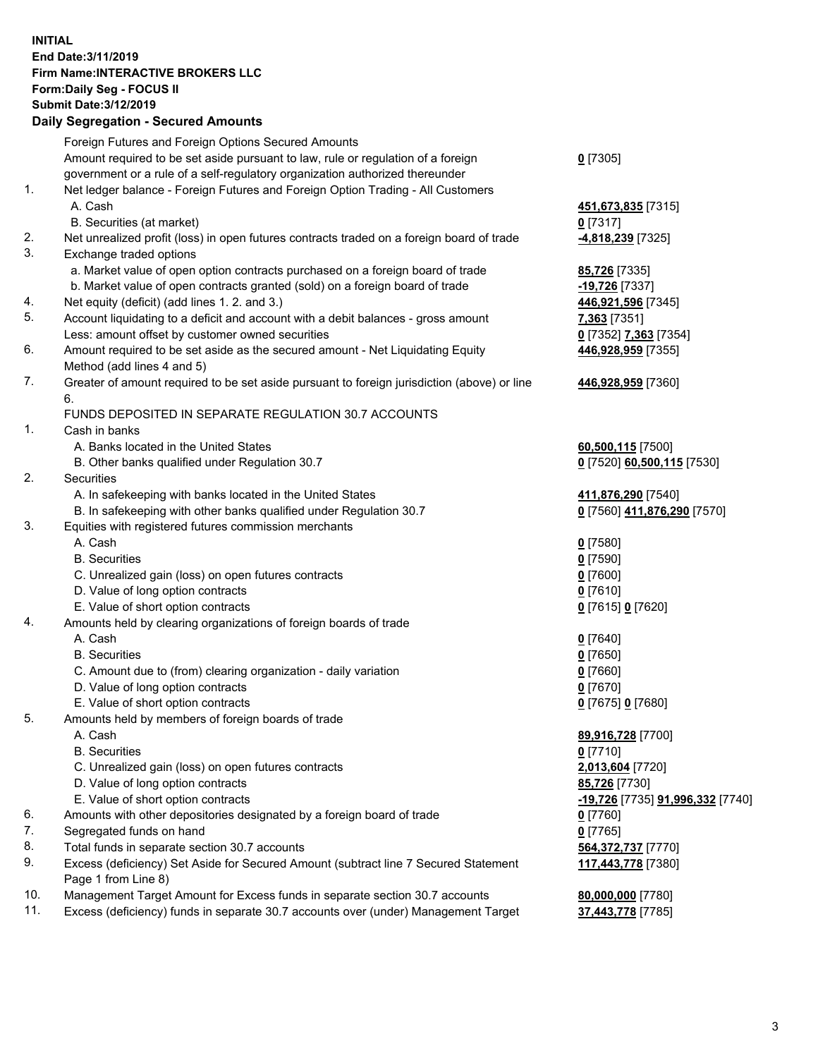**INITIAL**
**End Date:3/11/2019**
**Firm Name:INTERACTIVE BROKERS LLC**
**Form:Daily Seg - FOCUS II**
**Submit Date:3/12/2019**
**Daily Segregation - Secured Amounts**

| | | |
|---|---|---|
| | Foreign Futures and Foreign Options Secured Amounts | |
| | Amount required to be set aside pursuant to law, rule or regulation of a foreign government or a rule of a self-regulatory organization authorized thereunder | **0** [7305] |
| 1. | Net ledger balance - Foreign Futures and Foreign Option Trading - All Customers | |
| | A. Cash | **451,673,835** [7315] |
| | B. Securities (at market) | **0** [7317] |
| 2. | Net unrealized profit (loss) in open futures contracts traded on a foreign board of trade | **-4,818,239** [7325] |
| 3. | Exchange traded options | |
| | a. Market value of open option contracts purchased on a foreign board of trade | **85,726** [7335] |
| | b. Market value of open contracts granted (sold) on a foreign board of trade | **-19,726** [7337] |
| 4. | Net equity (deficit) (add lines 1. 2. and 3.) | **446,921,596** [7345] |
| 5. | Account liquidating to a deficit and account with a debit balances - gross amount | **7,363** [7351] |
| | Less: amount offset by customer owned securities | **0** [7352] **7,363** [7354] |
| 6. | Amount required to be set aside as the secured amount - Net Liquidating Equity Method (add lines 4 and 5) | **446,928,959** [7355] |
| 7. | Greater of amount required to be set aside pursuant to foreign jurisdiction (above) or line 6. | **446,928,959** [7360] |
| | FUNDS DEPOSITED IN SEPARATE REGULATION 30.7 ACCOUNTS | |
| 1. | Cash in banks | |
| | A. Banks located in the United States | **60,500,115** [7500] |
| | B. Other banks qualified under Regulation 30.7 | **0** [7520] **60,500,115** [7530] |
| 2. | Securities | |
| | A. In safekeeping with banks located in the United States | **411,876,290** [7540] |
| | B. In safekeeping with other banks qualified under Regulation 30.7 | **0** [7560] **411,876,290** [7570] |
| 3. | Equities with registered futures commission merchants | |
| | A. Cash | **0** [7580] |
| | B. Securities | **0** [7590] |
| | C. Unrealized gain (loss) on open futures contracts | **0** [7600] |
| | D. Value of long option contracts | **0** [7610] |
| | E. Value of short option contracts | **0** [7615] **0** [7620] |
| 4. | Amounts held by clearing organizations of foreign boards of trade | |
| | A. Cash | **0** [7640] |
| | B. Securities | **0** [7650] |
| | C. Amount due to (from) clearing organization - daily variation | **0** [7660] |
| | D. Value of long option contracts | **0** [7670] |
| | E. Value of short option contracts | **0** [7675] **0** [7680] |
| 5. | Amounts held by members of foreign boards of trade | |
| | A. Cash | **89,916,728** [7700] |
| | B. Securities | **0** [7710] |
| | C. Unrealized gain (loss) on open futures contracts | **2,013,604** [7720] |
| | D. Value of long option contracts | **85,726** [7730] |
| | E. Value of short option contracts | **-19,726** [7735] **91,996,332** [7740] |
| 6. | Amounts with other depositories designated by a foreign board of trade | **0** [7760] |
| 7. | Segregated funds on hand | **0** [7765] |
| 8. | Total funds in separate section 30.7 accounts | **564,372,737** [7770] |
| 9. | Excess (deficiency) Set Aside for Secured Amount (subtract line 7 Secured Statement Page 1 from Line 8) | **117,443,778** [7380] |
| 10. | Management Target Amount for Excess funds in separate section 30.7 accounts | **80,000,000** [7780] |
| 11. | Excess (deficiency) funds in separate 30.7 accounts over (under) Management Target | **37,443,778** [7785] |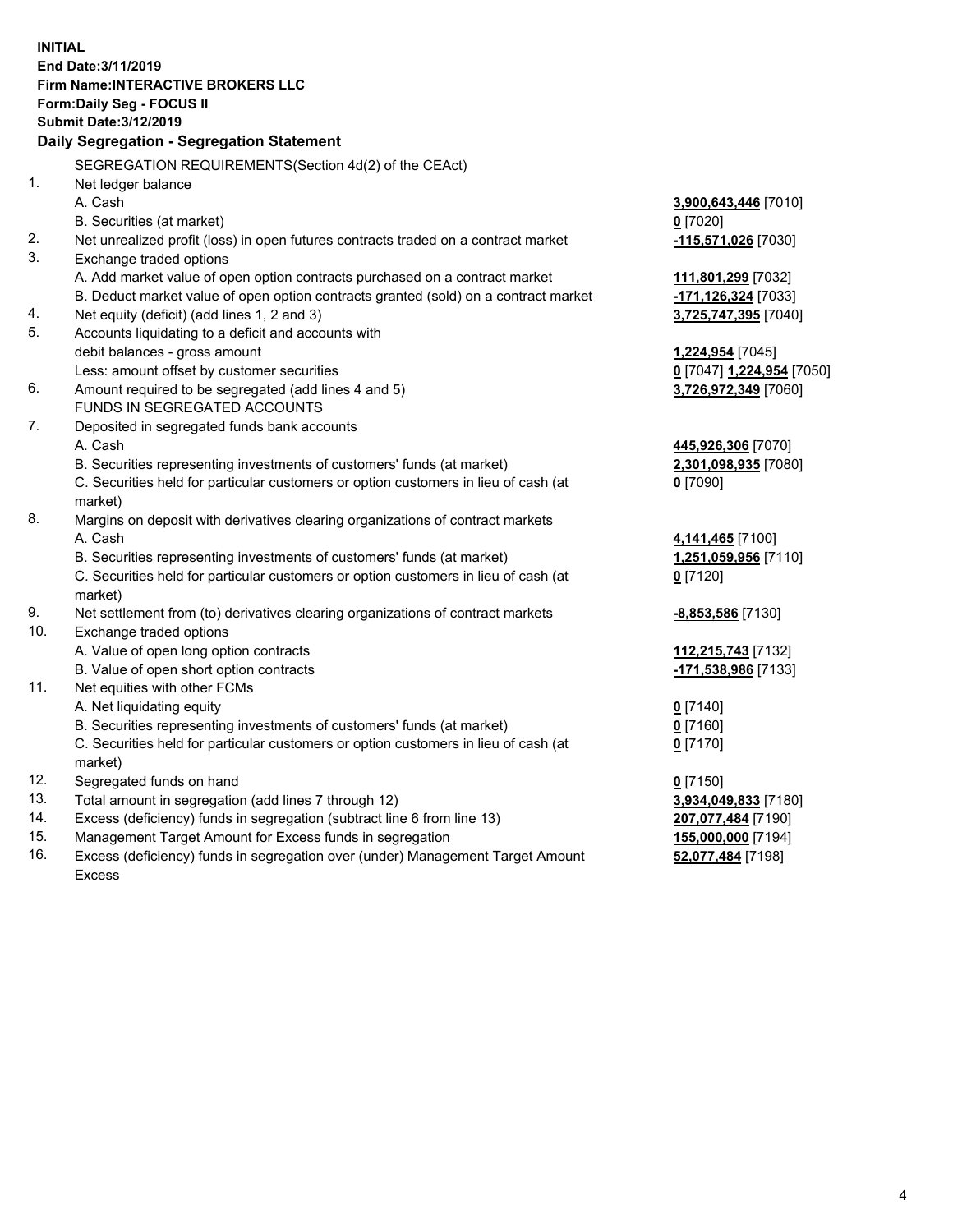**INITIAL**
**End Date:3/11/2019**
**Firm Name:INTERACTIVE BROKERS LLC**
**Form:Daily Seg - FOCUS II**
**Submit Date:3/12/2019**

**Daily Segregation - Segregation Statement**

SEGREGATION REQUIREMENTS(Section 4d(2) of the CEAct)

| | | |
|---|---|---|
| 1. | Net ledger balance | |
| | A. Cash | **3,900,643,446** [7010] |
| | B. Securities (at market) | **0** [7020] |
| 2. | Net unrealized profit (loss) in open futures contracts traded on a contract market | **-115,571,026** [7030] |
| 3. | Exchange traded options | |
| | A. Add market value of open option contracts purchased on a contract market | **111,801,299** [7032] |
| | B. Deduct market value of open option contracts granted (sold) on a contract market | **-171,126,324** [7033] |
| 4. | Net equity (deficit) (add lines 1, 2 and 3) | **3,725,747,395** [7040] |
| 5. | Accounts liquidating to a deficit and accounts with debit balances - gross amount | **1,224,954** [7045] |
| | Less: amount offset by customer securities | **0** [7047] **1,224,954** [7050] |
| 6. | Amount required to be segregated (add lines 4 and 5) | **3,726,972,349** [7060] |
| | FUNDS IN SEGREGATED ACCOUNTS | |
| 7. | Deposited in segregated funds bank accounts | |
| | A. Cash | **445,926,306** [7070] |
| | B. Securities representing investments of customers' funds (at market) | **2,301,098,935** [7080] |
| | C. Securities held for particular customers or option customers in lieu of cash (at market) | **0** [7090] |
| 8. | Margins on deposit with derivatives clearing organizations of contract markets | |
| | A. Cash | **4,141,465** [7100] |
| | B. Securities representing investments of customers' funds (at market) | **1,251,059,956** [7110] |
| | C. Securities held for particular customers or option customers in lieu of cash (at market) | **0** [7120] |
| 9. | Net settlement from (to) derivatives clearing organizations of contract markets | **-8,853,586** [7130] |
| 10. | Exchange traded options | |
| | A. Value of open long option contracts | **112,215,743** [7132] |
| | B. Value of open short option contracts | **-171,538,986** [7133] |
| 11. | Net equities with other FCMs | |
| | A. Net liquidating equity | **0** [7140] |
| | B. Securities representing investments of customers' funds (at market) | **0** [7160] |
| | C. Securities held for particular customers or option customers in lieu of cash (at market) | **0** [7170] |
| 12. | Segregated funds on hand | **0** [7150] |
| 13. | Total amount in segregation (add lines 7 through 12) | **3,934,049,833** [7180] |
| 14. | Excess (deficiency) funds in segregation (subtract line 6 from line 13) | **207,077,484** [7190] |
| 15. | Management Target Amount for Excess funds in segregation | **155,000,000** [7194] |
| 16. | Excess (deficiency) funds in segregation over (under) Management Target Amount Excess | **52,077,484** [7198] |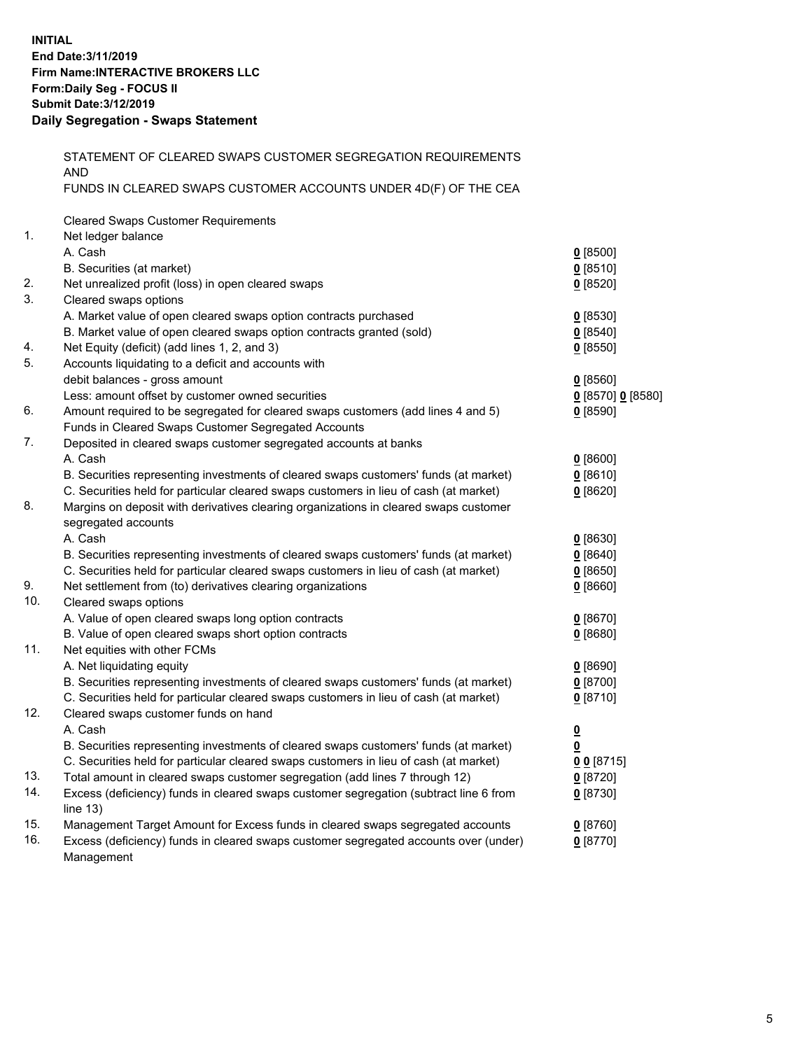**INITIAL**
**End Date:3/11/2019**
**Firm Name:INTERACTIVE BROKERS LLC**
**Form:Daily Seg - FOCUS II**
**Submit Date:3/12/2019**
**Daily Segregation - Swaps Statement**

STATEMENT OF CLEARED SWAPS CUSTOMER SEGREGATION REQUIREMENTS AND FUNDS IN CLEARED SWAPS CUSTOMER ACCOUNTS UNDER 4D(F) OF THE CEA

| | | |
|---|---|---|
| | Cleared Swaps Customer Requirements | |
| 1. | Net ledger balance | |
| | A. Cash | 0 [8500] |
| | B. Securities (at market) | 0 [8510] |
| 2. | Net unrealized profit (loss) in open cleared swaps | 0 [8520] |
| 3. | Cleared swaps options | |
| | A. Market value of open cleared swaps option contracts purchased | 0 [8530] |
| | B. Market value of open cleared swaps option contracts granted (sold) | 0 [8540] |
| 4. | Net Equity (deficit) (add lines 1, 2, and 3) | 0 [8550] |
| 5. | Accounts liquidating to a deficit and accounts with debit balances - gross amount | 0 [8560] |
| | Less: amount offset by customer owned securities | 0 [8570] 0 [8580] |
| 6. | Amount required to be segregated for cleared swaps customers (add lines 4 and 5) | 0 [8590] |
| | Funds in Cleared Swaps Customer Segregated Accounts | |
| 7. | Deposited in cleared swaps customer segregated accounts at banks | |
| | A. Cash | 0 [8600] |
| | B. Securities representing investments of cleared swaps customers' funds (at market) | 0 [8610] |
| | C. Securities held for particular cleared swaps customers in lieu of cash (at market) | 0 [8620] |
| 8. | Margins on deposit with derivatives clearing organizations in cleared swaps customer segregated accounts | |
| | A. Cash | 0 [8630] |
| | B. Securities representing investments of cleared swaps customers' funds (at market) | 0 [8640] |
| | C. Securities held for particular cleared swaps customers in lieu of cash (at market) | 0 [8650] |
| 9. | Net settlement from (to) derivatives clearing organizations | 0 [8660] |
| 10. | Cleared swaps options | |
| | A. Value of open cleared swaps long option contracts | 0 [8670] |
| | B. Value of open cleared swaps short option contracts | 0 [8680] |
| 11. | Net equities with other FCMs | |
| | A. Net liquidating equity | 0 [8690] |
| | B. Securities representing investments of cleared swaps customers' funds (at market) | 0 [8700] |
| | C. Securities held for particular cleared swaps customers in lieu of cash (at market) | 0 [8710] |
| 12. | Cleared swaps customer funds on hand | |
| | A. Cash | 0 |
| | B. Securities representing investments of cleared swaps customers' funds (at market) | 0 |
| | C. Securities held for particular cleared swaps customers in lieu of cash (at market) | 0 0 [8715] |
| 13. | Total amount in cleared swaps customer segregation (add lines 7 through 12) | 0 [8720] |
| 14. | Excess (deficiency) funds in cleared swaps customer segregation (subtract line 6 from line 13) | 0 [8730] |
| 15. | Management Target Amount for Excess funds in cleared swaps segregated accounts | 0 [8760] |
| 16. | Excess (deficiency) funds in cleared swaps customer segregated accounts over (under) Management | 0 [8770] |